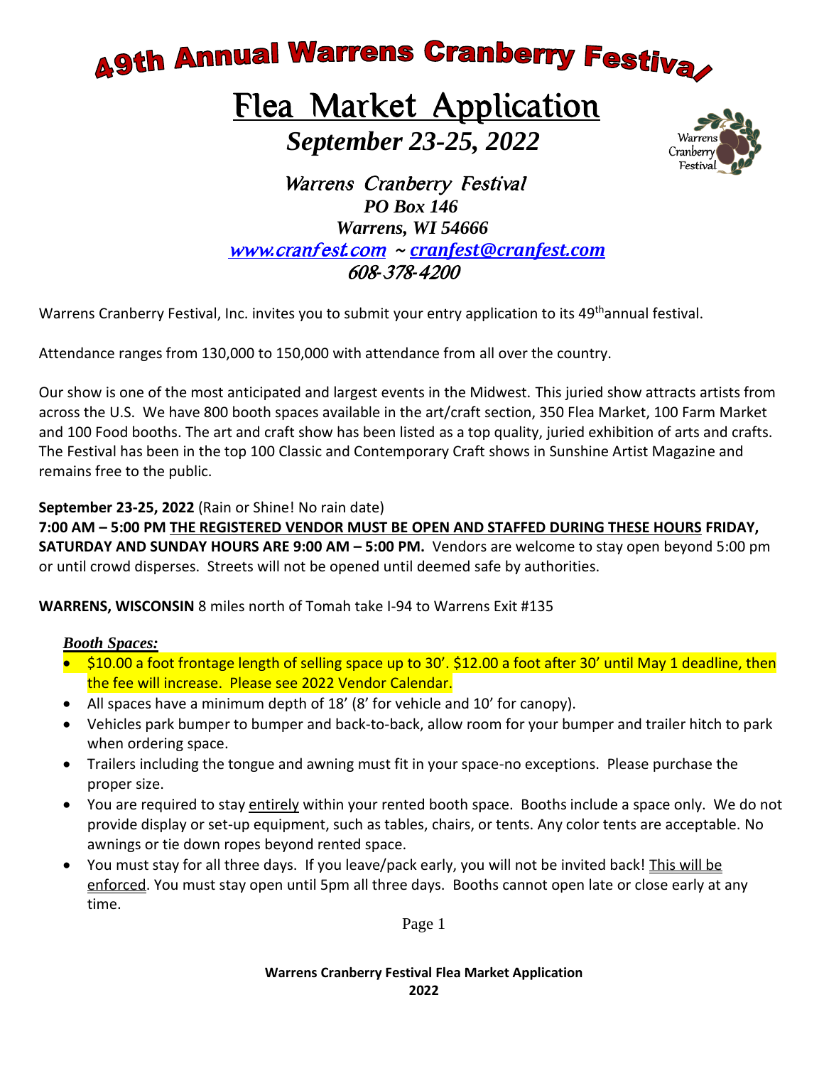# 49th Annual Warrens Cranberry Festival

## Flea Market Application

***September 23-25, 2022***

*Warrens Cranberry Festival*
***PO Box 146***
***Warrens, WI 54666***
*www.cranfest.com ~ cranfest@cranfest.com*
*608-378-4200*

Warrens Cranberry Festival, Inc. invites you to submit your entry application to its 49thannual festival.

Attendance ranges from 130,000 to 150,000 with attendance from all over the country.

Our show is one of the most anticipated and largest events in the Midwest. This juried show attracts artists from across the U.S. We have 800 booth spaces available in the art/craft section, 350 Flea Market, 100 Farm Market and 100 Food booths. The art and craft show has been listed as a top quality, juried exhibition of arts and crafts. The Festival has been in the top 100 Classic and Contemporary Craft shows in Sunshine Artist Magazine and remains free to the public.

**September 23-25, 2022** (Rain or Shine! No rain date)
**7:00 AM – 5:00 PM THE REGISTERED VENDOR MUST BE OPEN AND STAFFED DURING THESE HOURS FRIDAY, SATURDAY AND SUNDAY HOURS ARE 9:00 AM – 5:00 PM.** Vendors are welcome to stay open beyond 5:00 pm or until crowd disperses. Streets will not be opened until deemed safe by authorities.

**WARRENS, WISCONSIN** 8 miles north of Tomah take I-94 to Warrens Exit #135

***Booth Spaces:***

- $10.00 a foot frontage length of selling space up to 30'. $12.00 a foot after 30' until May 1 deadline, then the fee will increase. Please see 2022 Vendor Calendar.
- All spaces have a minimum depth of 18' (8' for vehicle and 10' for canopy).
- Vehicles park bumper to bumper and back-to-back, allow room for your bumper and trailer hitch to park when ordering space.
- Trailers including the tongue and awning must fit in your space-no exceptions. Please purchase the proper size.
- You are required to stay entirely within your rented booth space. Booths include a space only. We do not provide display or set-up equipment, such as tables, chairs, or tents. Any color tents are acceptable. No awnings or tie down ropes beyond rented space.
- You must stay for all three days. If you leave/pack early, you will not be invited back! This will be enforced. You must stay open until 5pm all three days. Booths cannot open late or close early at any time.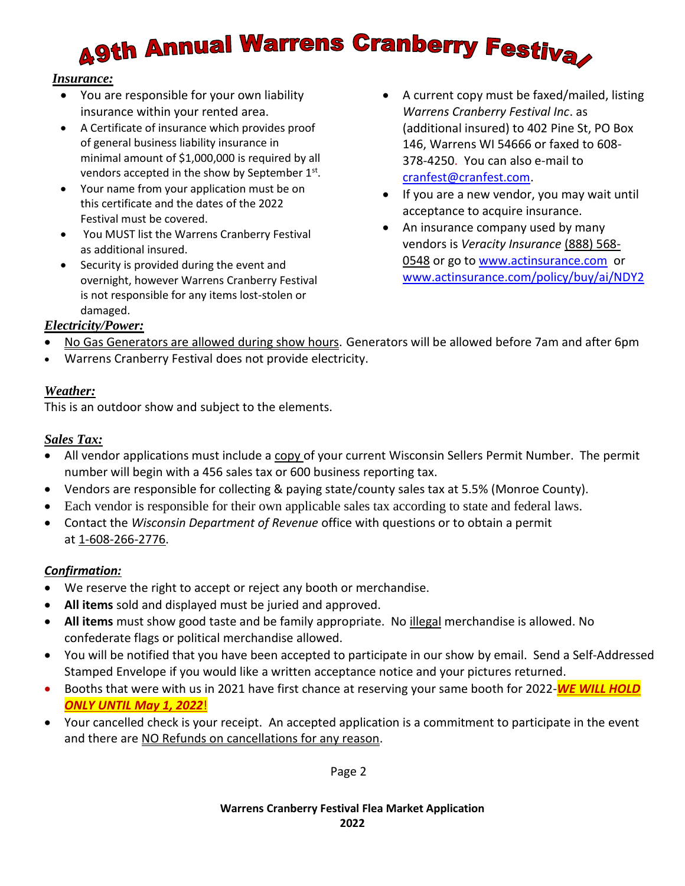# 49th Annual Warrens Cranberry Festival

***Insurance:***

- You are responsible for your own liability insurance within your rented area.
- A Certificate of insurance which provides proof of general business liability insurance in minimal amount of $1,000,000 is required by all vendors accepted in the show by September 1st.
- Your name from your application must be on this certificate and the dates of the 2022 Festival must be covered.
- You MUST list the Warrens Cranberry Festival as additional insured.
- Security is provided during the event and overnight, however Warrens Cranberry Festival is not responsible for any items lost-stolen or damaged.
- A current copy must be faxed/mailed, listing *Warrens Cranberry Festival Inc*. as (additional insured) to 402 Pine St, PO Box 146, Warrens WI 54666 or faxed to 608-378-4250. You can also e-mail to cranfest@cranfest.com.
- If you are a new vendor, you may wait until acceptance to acquire insurance.
- An insurance company used by many vendors is *Veracity Insurance* (888) 568-0548 or go to www.actinsurance.com or www.actinsurance.com/policy/buy/ai/NDY2

***Electricity/Power:***

- No Gas Generators are allowed during show hours. Generators will be allowed before 7am and after 6pm
- Warrens Cranberry Festival does not provide electricity.

***Weather:***

This is an outdoor show and subject to the elements.

***Sales Tax:***

- All vendor applications must include a copy of your current Wisconsin Sellers Permit Number. The permit number will begin with a 456 sales tax or 600 business reporting tax.
- Vendors are responsible for collecting & paying state/county sales tax at 5.5% (Monroe County).
- Each vendor is responsible for their own applicable sales tax according to state and federal laws.
- Contact the *Wisconsin Department of Revenue* office with questions or to obtain a permit at 1-608-266-2776.

***Confirmation:***

- We reserve the right to accept or reject any booth or merchandise.
- **All items** sold and displayed must be juried and approved.
- **All items** must show good taste and be family appropriate. No illegal merchandise is allowed. No confederate flags or political merchandise allowed.
- You will be notified that you have been accepted to participate in our show by email. Send a Self-Addressed Stamped Envelope if you would like a written acceptance notice and your pictures returned.
- Booths that were with us in 2021 have first chance at reserving your same booth for 2022-***WE WILL HOLD ONLY UNTIL May 1, 2022***!
- Your cancelled check is your receipt. An accepted application is a commitment to participate in the event and there are NO Refunds on cancellations for any reason.

**Warrens Cranberry Festival Flea Market Application 2022**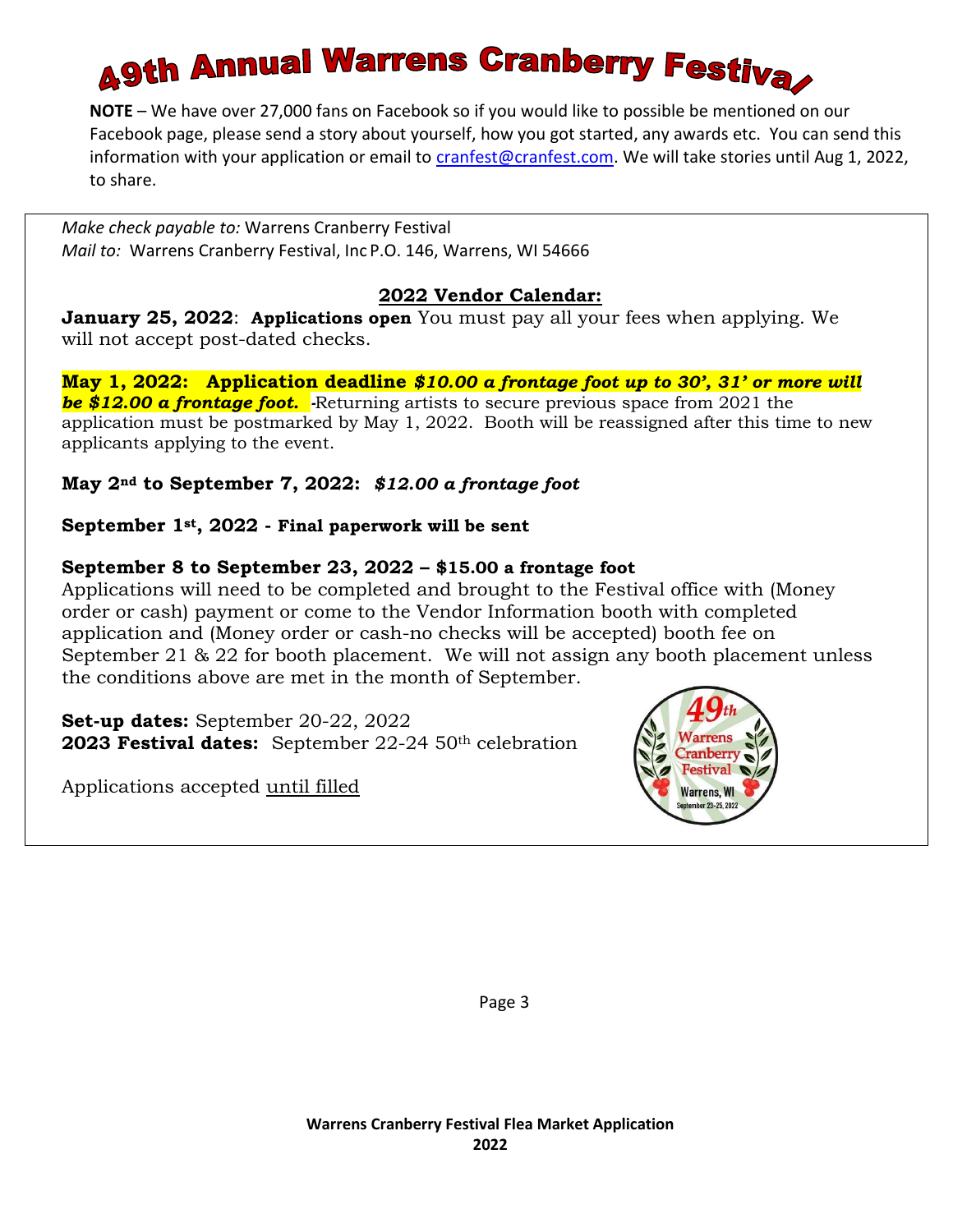# 49th Annual Warrens Cranberry Festival

**NOTE** – We have over 27,000 fans on Facebook so if you would like to possible be mentioned on our Facebook page, please send a story about yourself, how you got started, any awards etc. You can send this information with your application or email to cranfest@cranfest.com. We will take stories until Aug 1, 2022, to share.

*Make check payable to:* Warrens Cranberry Festival
*Mail to:* Warrens Cranberry Festival, Inc P.O. 146, Warrens, WI 54666

## 2022 Vendor Calendar:

**January 25, 2022**: **Applications open** You must pay all your fees when applying. We will not accept post-dated checks.

**May 1, 2022: Application deadline** ***$10.00 a frontage foot up to 30', 31' or more will be $12.00 a frontage foot.*** -Returning artists to secure previous space from 2021 the application must be postmarked by May 1, 2022. Booth will be reassigned after this time to new applicants applying to the event.

**May 2nd to September 7, 2022:** ***$12.00 a frontage foot***

**September 1st, 2022 - Final paperwork will be sent**

**September 8 to September 23, 2022 – $15.00 a frontage foot**
Applications will need to be completed and brought to the Festival office with (Money order or cash) payment or come to the Vendor Information booth with completed application and (Money order or cash-no checks will be accepted) booth fee on September 21 & 22 for booth placement. We will not assign any booth placement unless the conditions above are met in the month of September.

**Set-up dates:** September 20-22, 2022
**2023 Festival dates:** September 22-24 50th celebration

Applications accepted until filled

Warrens Cranberry Festival Flea Market Application
2022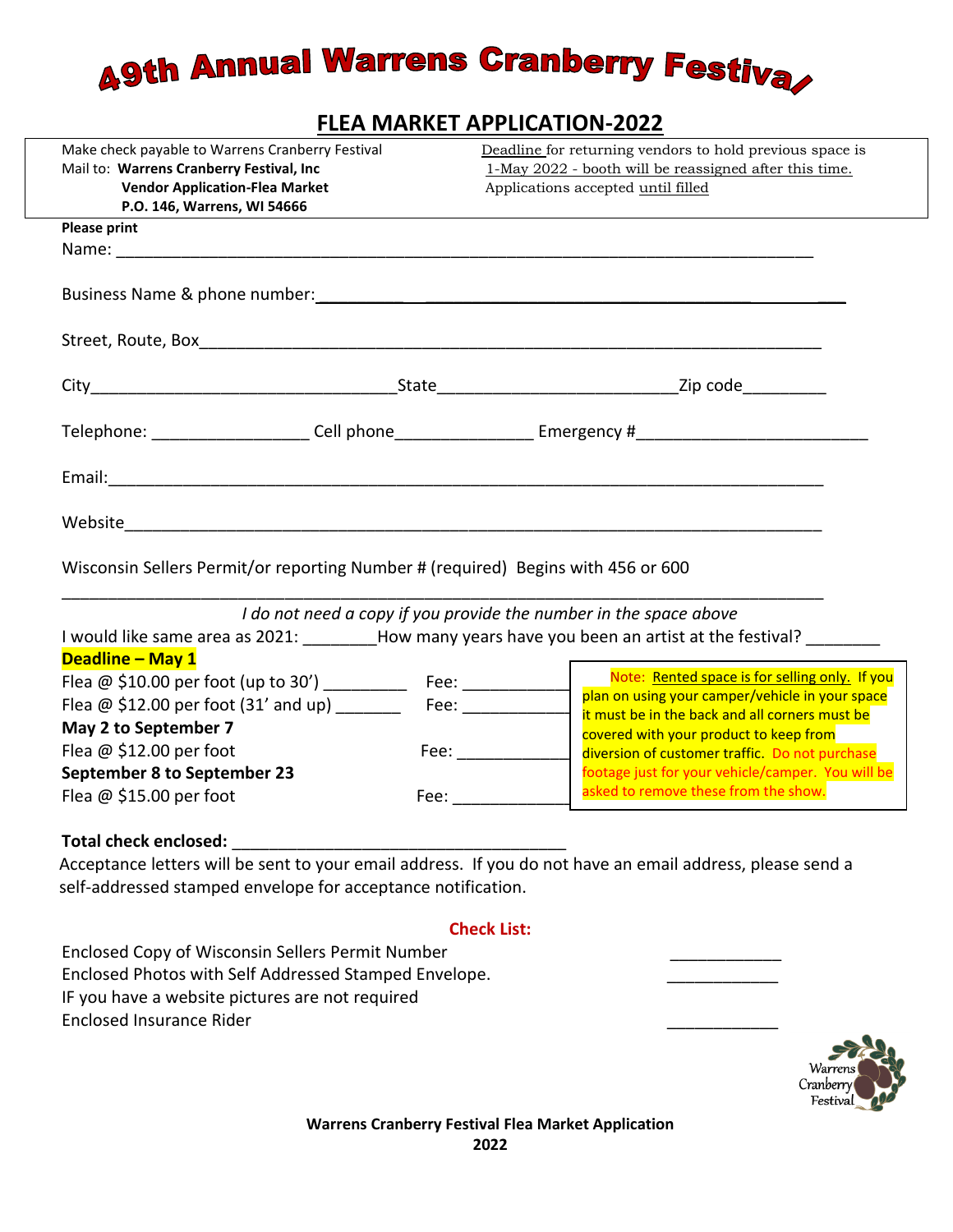# 49th Annual Warrens Cranberry Festival

## FLEA MARKET APPLICATION-2022

Make check payable to Warrens Cranberry Festival
Mail to: **Warrens Cranberry Festival, Inc**
**Vendor Application-Flea Market**
**P.O. 146, Warrens, WI 54666**

Deadline for returning vendors to hold previous space is 1-May 2022 - booth will be reassigned after this time.
Applications accepted until filled

**Please print**

Name: ___________________________________________________________________________

Business Name & phone number: ___________________________________________________

Street, Route, Box_______________________________________________________________

City_______________________________State________________________Zip code________

Telephone: ________________ Cell phone______________ Emergency #_______________________

Email:_______________________________________________________________________

Website______________________________________________________________________

Wisconsin Sellers Permit/or reporting Number # (required) Begins with 456 or 600

_____________________________________________________________________________

*I do not need a copy if you provide the number in the space above*

I would like same area as 2021: ________How many years have you been an artist at the festival? ________

**Deadline – May 1**

Flea @ $10.00 per foot (up to 30') _________ Fee: ___________

Flea @ $12.00 per foot (31' and up) _______ Fee: ___________

**May 2 to September 7**

Flea @ $12.00 per foot Fee: ___________

**September 8 to September 23**

Flea @ $15.00 per foot Fee: ___________

Note: Rented space is for selling only. If you plan on using your camper/vehicle in your space it must be in the back and all corners must be covered with your product to keep from diversion of customer traffic. Do not purchase footage just for your vehicle/camper. You will be asked to remove these from the show.

**Total check enclosed:** ___________________________________

Acceptance letters will be sent to your email address. If you do not have an email address, please send a self-addressed stamped envelope for acceptance notification.

**Check List:**

Enclosed Copy of Wisconsin Sellers Permit Number ____________

Enclosed Photos with Self Addressed Stamped Envelope. ____________

IF you have a website pictures are not required

Enclosed Insurance Rider ____________

Warrens Cranberry Festival

**Warrens Cranberry Festival Flea Market Application**
**2022**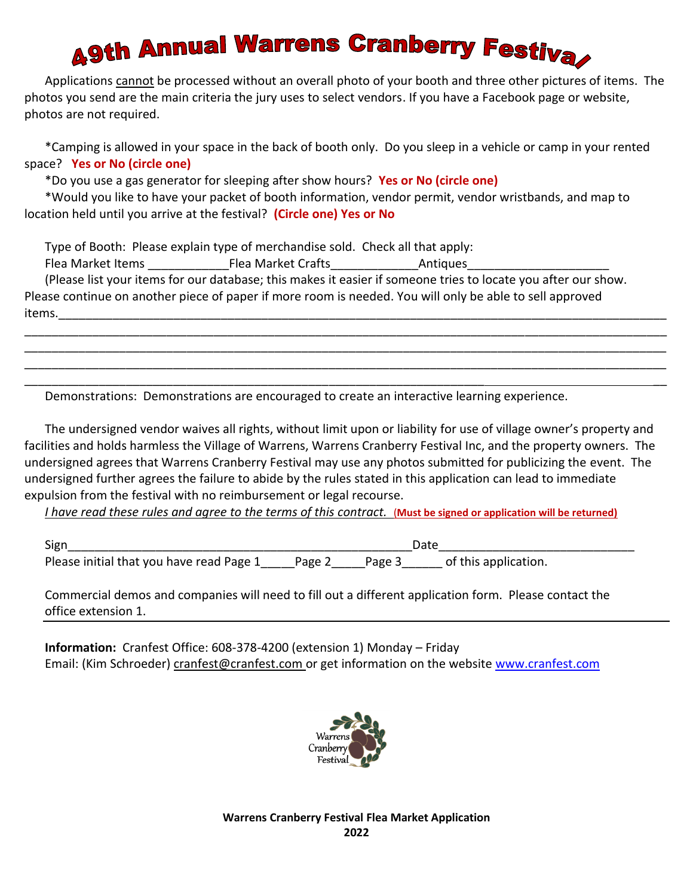# 49th Annual Warrens Cranberry Festival

Applications cannot be processed without an overall photo of your booth and three other pictures of items. The photos you send are the main criteria the jury uses to select vendors. If you have a Facebook page or website, photos are not required.

*Camping is allowed in your space in the back of booth only. Do you sleep in a vehicle or camp in your rented space? **Yes or No (circle one)**

*Do you use a gas generator for sleeping after show hours? **Yes or No (circle one)**

*Would you like to have your packet of booth information, vendor permit, vendor wristbands, and map to location held until you arrive at the festival? **(Circle one) Yes or No**

Type of Booth: Please explain type of merchandise sold. Check all that apply:

Flea Market Items ____________Flea Market Crafts_____________Antiques_____________________

(Please list your items for our database; this makes it easier if someone tries to locate you after our show. Please continue on another piece of paper if more room is needed. You will only be able to sell approved items.______________________________________________________________________________

_____________________________________________________________________________________________

_____________________________________________________________________________________________

_____________________________________________________________________________________________

_____________________________________________________________________________________________

Demonstrations: Demonstrations are encouraged to create an interactive learning experience.

The undersigned vendor waives all rights, without limit upon or liability for use of village owner's property and facilities and holds harmless the Village of Warrens, Warrens Cranberry Festival Inc, and the property owners. The undersigned agrees that Warrens Cranberry Festival may use any photos submitted for publicizing the event. The undersigned further agrees the failure to abide by the rules stated in this application can lead to immediate expulsion from the festival with no reimbursement or legal recourse.

*I have read these rules and agree to the terms of this contract.* **(Must be signed or application will be returned)**

Sign_____________________________________________________Date_____________________________

Please initial that you have read Page 1_____Page 2_____Page 3______ of this application.

Commercial demos and companies will need to fill out a different application form. Please contact the office extension 1.

**Information:** Cranfest Office: 608-378-4200 (extension 1) Monday – Friday
Email: (Kim Schroeder) cranfest@cranfest.com or get information on the website www.cranfest.com

Warrens Cranberry Festival

**Warrens Cranberry Festival Flea Market Application**
**2022**